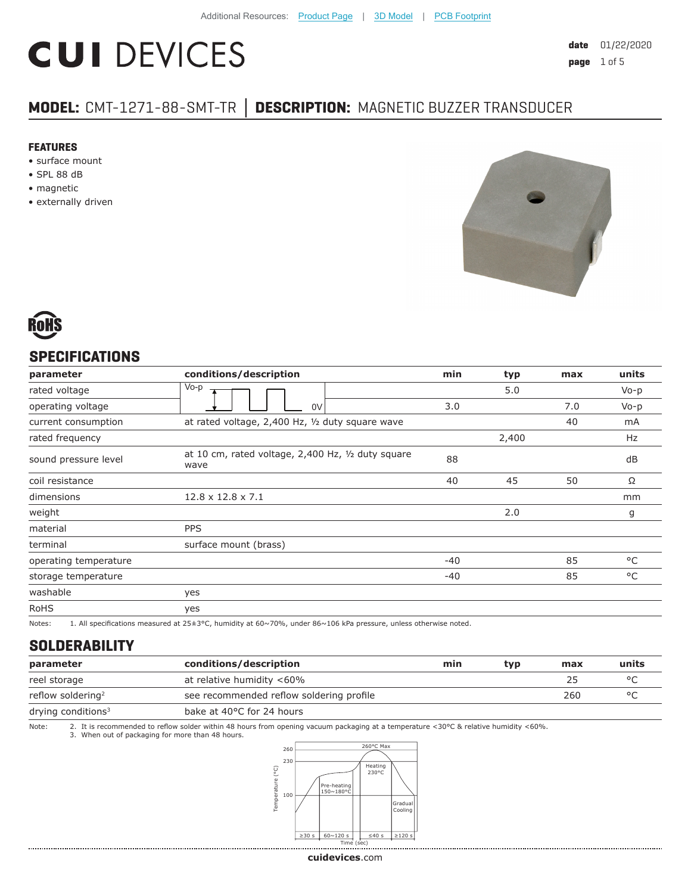Additional Resources: Product Page | 3D Model | PCB Footprint

# CUI DEVICES

**date** 01/22/2020

## MODEL: CMT-1271-88-SMT-TR | DESCRIPTION: MAGNETIC BUZZER TRANSDUCER

### FEATURES

- surface mount
- SPL 88 dB
- magnetic
- externally driven

RoHS

## SPECIFICATIONS

| parameter | conditions/description | min | typ | max | units |
|---|---|---|---|---|---|
| rated voltage | Vo-p (square wave, 0V) | | 5.0 | | Vo-p |
| operating voltage | | 3.0 | | 7.0 | Vo-p |
| current consumption | at rated voltage, 2,400 Hz, ½ duty square wave | | | 40 | mA |
| rated frequency | | | 2,400 | | Hz |
| sound pressure level | at 10 cm, rated voltage, 2,400 Hz, ½ duty square wave | 88 | | | dB |
| coil resistance | | 40 | 45 | 50 | Ω |
| dimensions | 12.8 x 12.8 x 7.1 | | | | mm |
| weight | | | 2.0 | | g |
| material | PPS | | | | |
| terminal | surface mount (brass) | | | | |
| operating temperature | | -40 | | 85 | °C |
| storage temperature | | -40 | | 85 | °C |
| washable | yes | | | | |
| RoHS | yes | | | | |

Notes: 1. All specifications measured at 25±3°C, humidity at 60~70%, under 86~106 kPa pressure, unless otherwise noted.

## SOLDERABILITY

| parameter | conditions/description | min | typ | max | units |
|---|---|---|---|---|---|
| reel storage | at relative humidity <60% | | | 25 | °C |
| reflow soldering[2] | see recommended reflow soldering profile | | | 260 | °C |
| drying conditions[3] | bake at 40°C for 24 hours | | | | |

Note: 2. It is recommended to reflow solder within 48 hours from opening vacuum packaging at a temperature <30°C & relative humidity <60%.
3. When out of packaging for more than 48 hours.

Reflow profile: Temperature (°C) axis marks 100, 230, 260; 260°C Max; Pre-heating 150~180°C; Heating 230°C; Gradual Cooling; Time (sec): ≥30 s, 60~120 s, ≤40 s, ≥120 s

cuidevices.com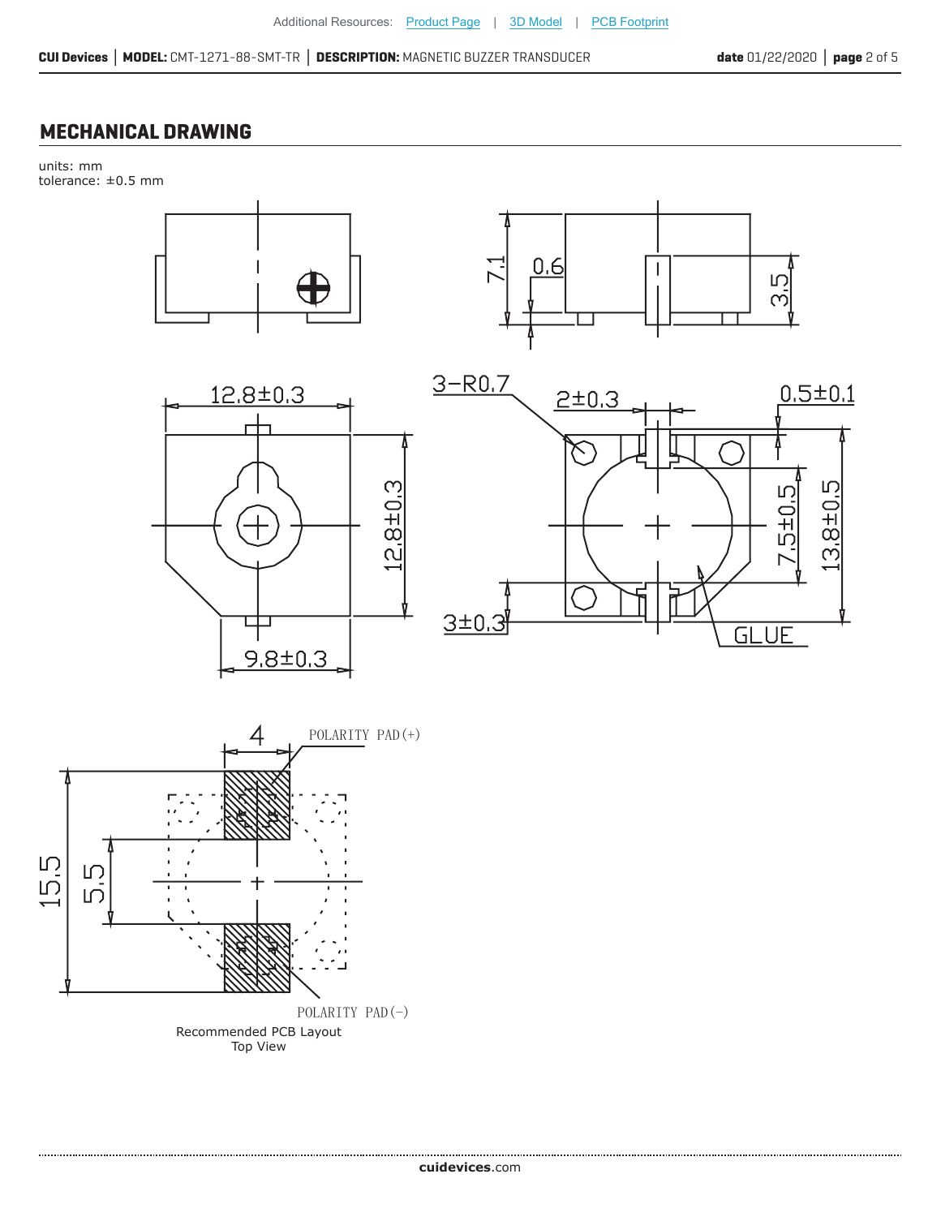## MECHANICAL DRAWING

units: mm
tolerance: ±0.5 mm

7.1
0.6
3.5
12.8±0.3
12.8±0.3
9.8±0.3
3-R0.7
2±0.3
0.5±0.1
7.5±0.5
13.8±0.5
3±0.3
GLUE

4
POLARITY PAD(+)
15.5
5.5
POLARITY PAD(−)

Recommended PCB Layout
Top View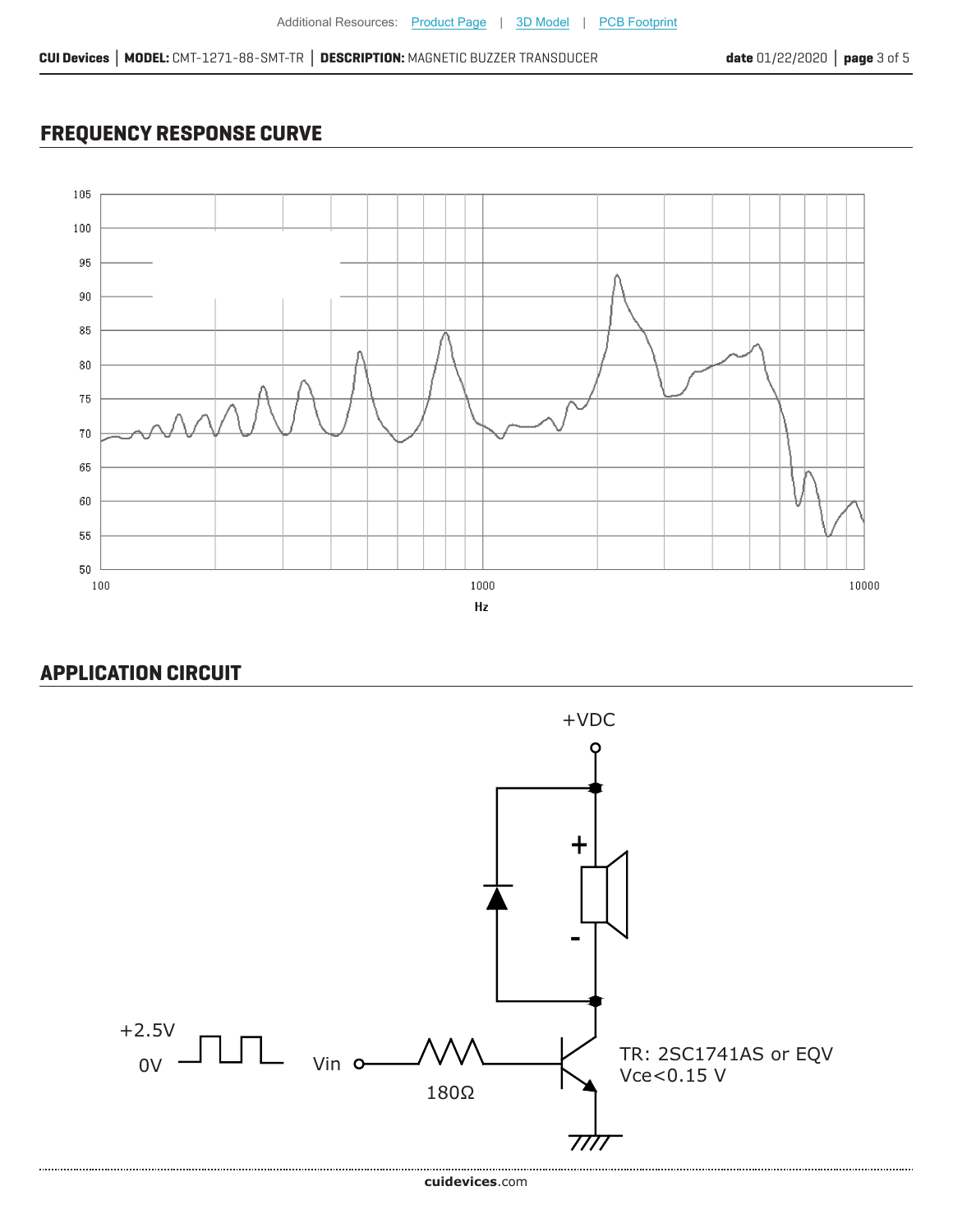## FREQUENCY RESPONSE CURVE

105
100
95
90
85
80
75
70
65
60
55
50

100 1000 10000

Hz

## APPLICATION CIRCUIT

+VDC

+

-

+2.5V

0V

Vin

180Ω

TR: 2SC1741AS or EQV
Vce<0.15 V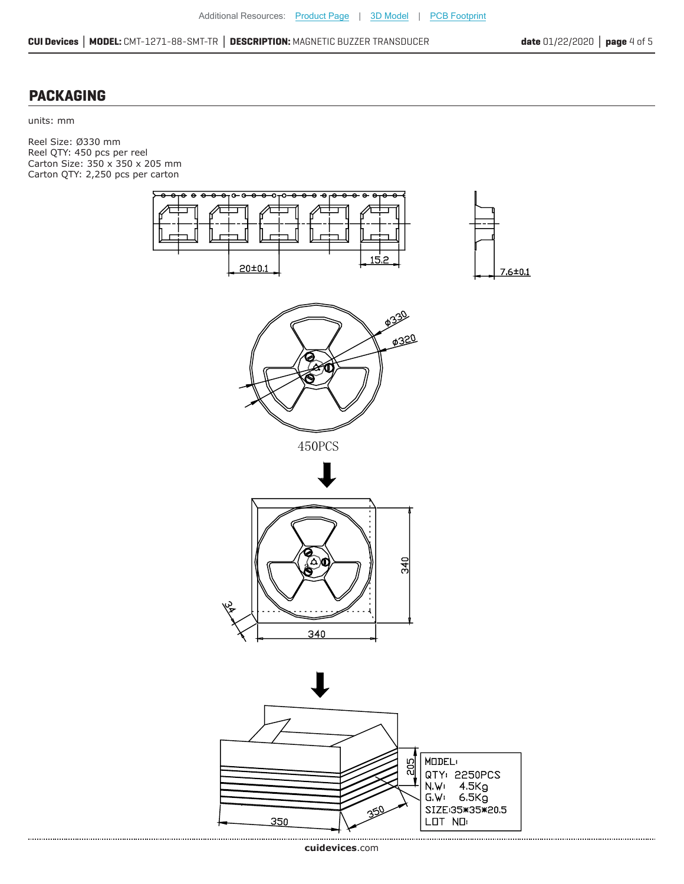## PACKAGING

units: mm

Reel Size: Ø330 mm
Reel QTY: 450 pcs per reel
Carton Size: 350 x 350 x 205 mm
Carton QTY: 2,250 pcs per carton

20±0.1

15.2

7.6±0.1

ø330

ø320

450PCS

340

340

34

205

350

350

MODEL:
QTY: 2250PCS
N.W: 4.5Kg
G.W: 6.5Kg
SIZE:35*35*20.5
LOT NO: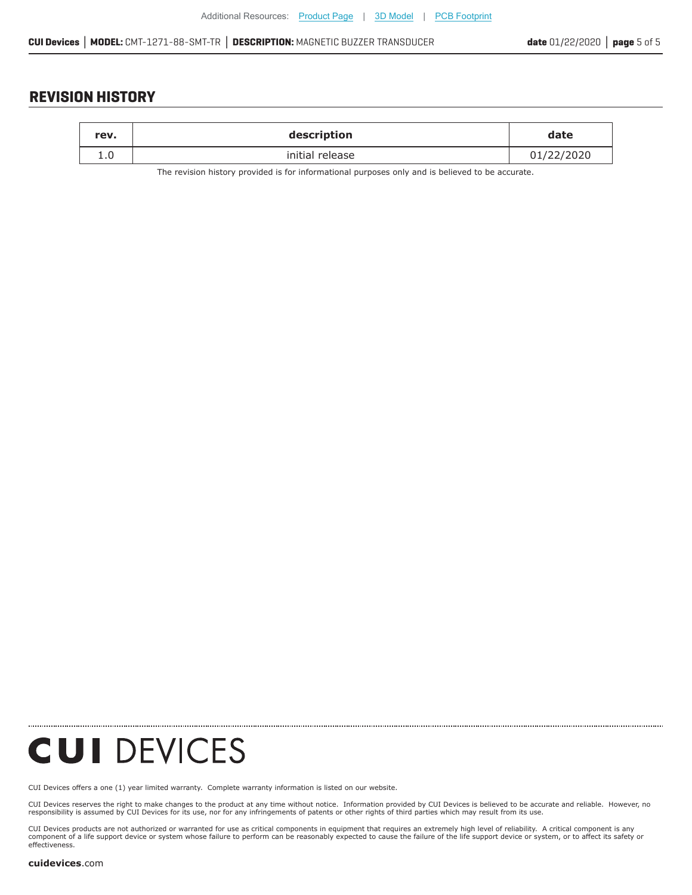## REVISION HISTORY

| rev. | description | date |
| --- | --- | --- |
| 1.0 | initial release | 01/22/2020 |

The revision history provided is for informational purposes only and is believed to be accurate.

CUI DEVICES

CUI Devices offers a one (1) year limited warranty. Complete warranty information is listed on our website.

CUI Devices reserves the right to make changes to the product at any time without notice. Information provided by CUI Devices is believed to be accurate and reliable. However, no responsibility is assumed by CUI Devices for its use, nor for any infringements of patents or other rights of third parties which may result from its use.

CUI Devices products are not authorized or warranted for use as critical components in equipment that requires an extremely high level of reliability. A critical component is any component of a life support device or system whose failure to perform can be reasonably expected to cause the failure of the life support device or system, or to affect its safety or effectiveness.

**cuidevices**.com